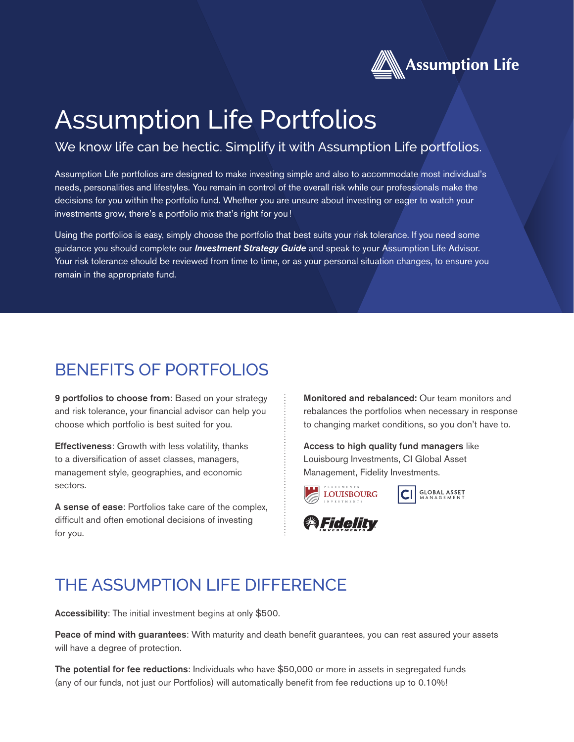Assumption Life

# Assumption Life Portfolios

## We know life can be hectic. Simplify it with Assumption Life portfolios.

Assumption Life portfolios are designed to make investing simple and also to accommodate most individual's needs, personalities and lifestyles. You remain in control of the overall risk while our professionals make the decisions for you within the portfolio fund. Whether you are unsure about investing or eager to watch your investments grow, there's a portfolio mix that's right for you!

Using the portfolios is easy, simply choose the portfolio that best suits your risk tolerance. If you need some guidance you should complete our ***Investment Strategy Guide*** and speak to your Assumption Life Advisor. Your risk tolerance should be reviewed from time to time, or as your personal situation changes, to ensure you remain in the appropriate fund.

## BENEFITS OF PORTFOLIOS

**9 portfolios to choose from**: Based on your strategy and risk tolerance, your financial advisor can help you choose which portfolio is best suited for you.

**Effectiveness**: Growth with less volatility, thanks to a diversification of asset classes, managers, management style, geographies, and economic sectors.

**A sense of ease**: Portfolios take care of the complex, difficult and often emotional decisions of investing for you.

**Monitored and rebalanced:** Our team monitors and rebalances the portfolios when necessary in response to changing market conditions, so you don't have to.

**Access to high quality fund managers** like Louisbourg Investments, CI Global Asset Management, Fidelity Investments.

Placements Louisbourg Investments | CI Global Asset Management | Fidelity Investments

## THE ASSUMPTION LIFE DIFFERENCE

**Accessibility**: The initial investment begins at only $500.

**Peace of mind with guarantees**: With maturity and death benefit guarantees, you can rest assured your assets will have a degree of protection.

**The potential for fee reductions**: Individuals who have $50,000 or more in assets in segregated funds (any of our funds, not just our Portfolios) will automatically benefit from fee reductions up to 0.10%!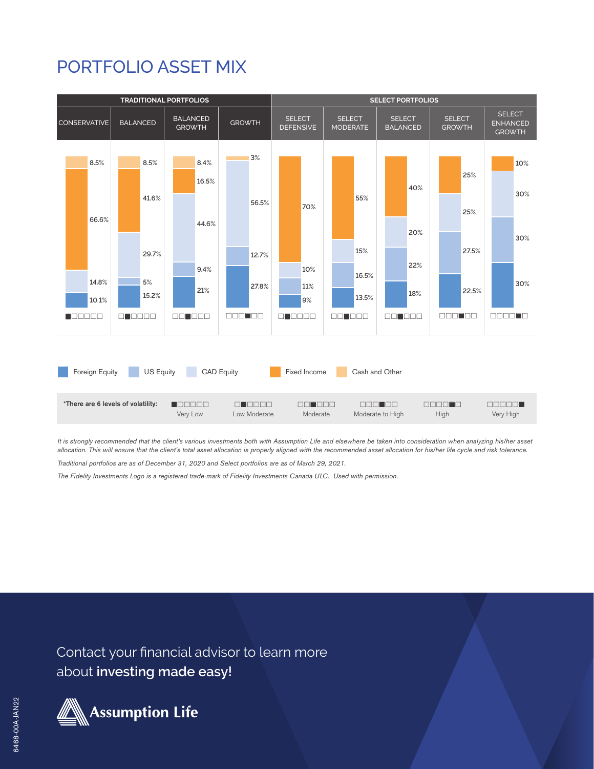# PORTFOLIO ASSET MIX

TRADITIONAL PORTFOLIOS

SELECT PORTFOLIOS

CONSERVATIVE
8.5%
66.6%
14.8%
10.1%
■□□□□□

BALANCED
8.5%
41.6%
29.7%
5%
15.2%
□■□□□□

BALANCED GROWTH
8.4%
16.5%
44.6%
9.4%
21%
□□■□□□

GROWTH
3%
56.5%
12.7%
27.8%
□□□■□□

SELECT DEFENSIVE
70%
10%
11%
9%
□■□□□□

SELECT MODERATE
55%
15%
16.5%
13.5%
□□■□□□

SELECT BALANCED
40%
20%
22%
18%
□□■□□□

SELECT GROWTH
25%
25%
27.5%
22.5%
□□□■□□

SELECT ENHANCED GROWTH
10%
30%
30%
30%
□□□□■□

Foreign Equity | US Equity | CAD Equity | Fixed Income | Cash and Other

**\*There are 6 levels of volatility:** ■□□□□□ Very Low | □■□□□□ Low Moderate | □□■□□□ Moderate | □□□■□□ Moderate to High | □□□□■□ High | □□□□□■ Very High

*It is strongly recommended that the client's various investments both with Assumption Life and elsewhere be taken into consideration when analyzing his/her asset allocation. This will ensure that the client's total asset allocation is properly aligned with the recommended asset allocation for his/her life cycle and risk tolerance.*

*Traditional portfolios are as of December 31, 2020 and Select portfolios are as of March 29, 2021.*

*The Fidelity Investments Logo is a registered trade-mark of Fidelity Investments Canada ULC. Used with permission.*

Contact your financial advisor to learn more about **investing made easy!**

Assumption Life

6468-00A-JAN22